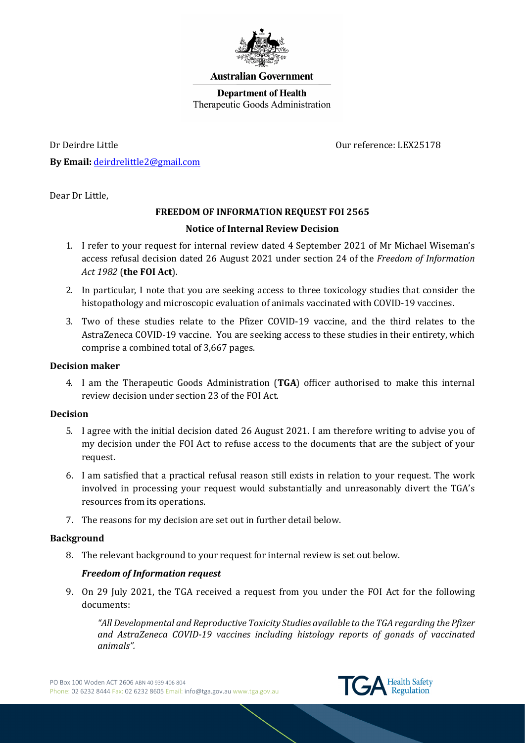**Australian Government**

**Department of Health**
Therapeutic Goods Administration

Dr Deirdre Little

Our reference: LEX25178

**By Email:** deirdrelittle2@gmail.com

Dear Dr Little,

**FREEDOM OF INFORMATION REQUEST FOI 2565**

**Notice of Internal Review Decision**

1. I refer to your request for internal review dated 4 September 2021 of Mr Michael Wiseman's access refusal decision dated 26 August 2021 under section 24 of the *Freedom of Information Act 1982* (**the FOI Act**).
2. In particular, I note that you are seeking access to three toxicology studies that consider the histopathology and microscopic evaluation of animals vaccinated with COVID-19 vaccines.
3. Two of these studies relate to the Pfizer COVID-19 vaccine, and the third relates to the AstraZeneca COVID-19 vaccine. You are seeking access to these studies in their entirety, which comprise a combined total of 3,667 pages.

### Decision maker

4. I am the Therapeutic Goods Administration (**TGA**) officer authorised to make this internal review decision under section 23 of the FOI Act.

### Decision

5. I agree with the initial decision dated 26 August 2021. I am therefore writing to advise you of my decision under the FOI Act to refuse access to the documents that are the subject of your request.
6. I am satisfied that a practical refusal reason still exists in relation to your request. The work involved in processing your request would substantially and unreasonably divert the TGA's resources from its operations.
7. The reasons for my decision are set out in further detail below.

### Background

8. The relevant background to your request for internal review is set out below.

#### *Freedom of Information request*

9. On 29 July 2021, the TGA received a request from you under the FOI Act for the following documents:

   *"All Developmental and Reproductive Toxicity Studies available to the TGA regarding the Pfizer and AstraZeneca COVID-19 vaccines including histology reports of gonads of vaccinated animals".*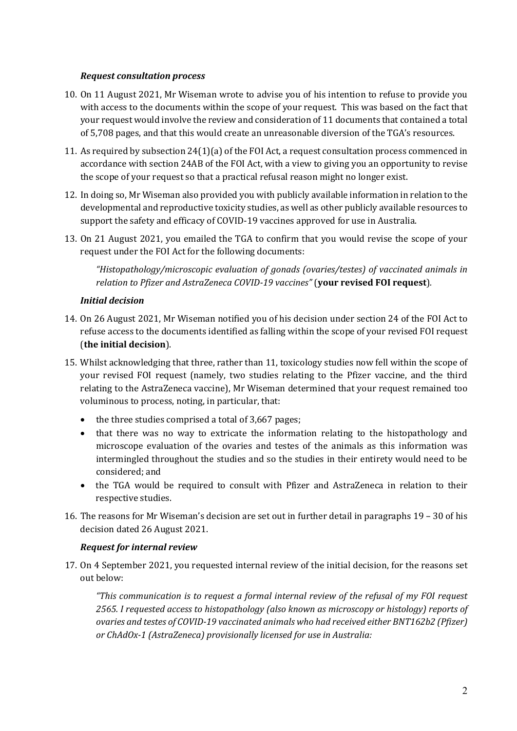***Request consultation process***

10. On 11 August 2021, Mr Wiseman wrote to advise you of his intention to refuse to provide you with access to the documents within the scope of your request. This was based on the fact that your request would involve the review and consideration of 11 documents that contained a total of 5,708 pages, and that this would create an unreasonable diversion of the TGA's resources.
11. As required by subsection 24(1)(a) of the FOI Act, a request consultation process commenced in accordance with section 24AB of the FOI Act, with a view to giving you an opportunity to revise the scope of your request so that a practical refusal reason might no longer exist.
12. In doing so, Mr Wiseman also provided you with publicly available information in relation to the developmental and reproductive toxicity studies, as well as other publicly available resources to support the safety and efficacy of COVID-19 vaccines approved for use in Australia.
13. On 21 August 2021, you emailed the TGA to confirm that you would revise the scope of your request under the FOI Act for the following documents:

    *"Histopathology/microscopic evaluation of gonads (ovaries/testes) of vaccinated animals in relation to Pfizer and AstraZeneca COVID-19 vaccines"* (**your revised FOI request**).

***Initial decision***

14. On 26 August 2021, Mr Wiseman notified you of his decision under section 24 of the FOI Act to refuse access to the documents identified as falling within the scope of your revised FOI request (**the initial decision**).
15. Whilst acknowledging that three, rather than 11, toxicology studies now fell within the scope of your revised FOI request (namely, two studies relating to the Pfizer vaccine, and the third relating to the AstraZeneca vaccine), Mr Wiseman determined that your request remained too voluminous to process, noting, in particular, that:
    - the three studies comprised a total of 3,667 pages;
    - that there was no way to extricate the information relating to the histopathology and microscope evaluation of the ovaries and testes of the animals as this information was intermingled throughout the studies and so the studies in their entirety would need to be considered; and
    - the TGA would be required to consult with Pfizer and AstraZeneca in relation to their respective studies.
16. The reasons for Mr Wiseman's decision are set out in further detail in paragraphs 19 – 30 of his decision dated 26 August 2021.

***Request for internal review***

17. On 4 September 2021, you requested internal review of the initial decision, for the reasons set out below:

    *"This communication is to request a formal internal review of the refusal of my FOI request 2565. I requested access to histopathology (also known as microscopy or histology) reports of ovaries and testes of COVID-19 vaccinated animals who had received either BNT162b2 (Pfizer) or ChAdOx-1 (AstraZeneca) provisionally licensed for use in Australia:*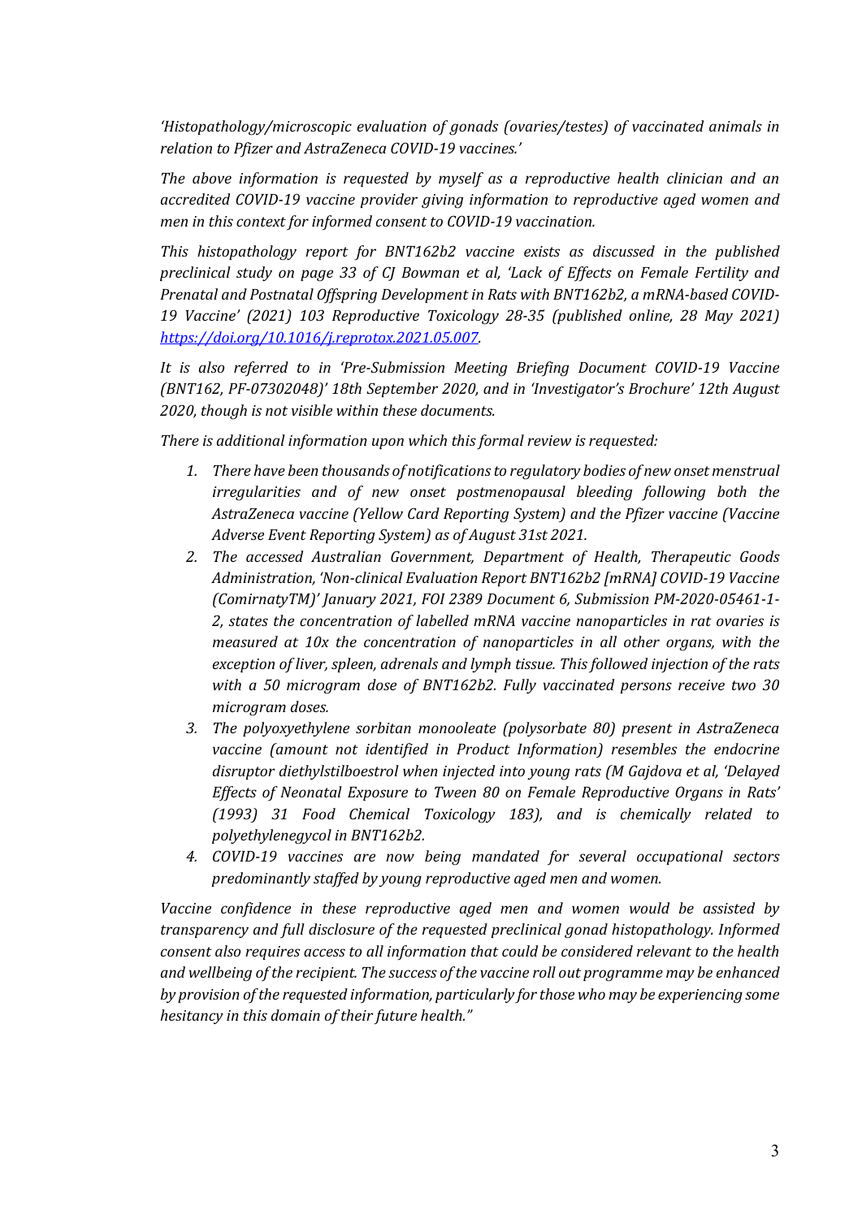*'Histopathology/microscopic evaluation of gonads (ovaries/testes) of vaccinated animals in relation to Pfizer and AstraZeneca COVID-19 vaccines.'*

*The above information is requested by myself as a reproductive health clinician and an accredited COVID-19 vaccine provider giving information to reproductive aged women and men in this context for informed consent to COVID-19 vaccination.*

*This histopathology report for BNT162b2 vaccine exists as discussed in the published preclinical study on page 33 of CJ Bowman et al, 'Lack of Effects on Female Fertility and Prenatal and Postnatal Offspring Development in Rats with BNT162b2, a mRNA-based COVID-19 Vaccine' (2021) 103 Reproductive Toxicology 28-35 (published online, 28 May 2021) https://doi.org/10.1016/j.reprotox.2021.05.007.*

*It is also referred to in 'Pre-Submission Meeting Briefing Document COVID-19 Vaccine (BNT162, PF-07302048)' 18th September 2020, and in 'Investigator's Brochure' 12th August 2020, though is not visible within these documents.*

*There is additional information upon which this formal review is requested:*

1. *There have been thousands of notifications to regulatory bodies of new onset menstrual irregularities and of new onset postmenopausal bleeding following both the AstraZeneca vaccine (Yellow Card Reporting System) and the Pfizer vaccine (Vaccine Adverse Event Reporting System) as of August 31st 2021.*
2. *The accessed Australian Government, Department of Health, Therapeutic Goods Administration, 'Non-clinical Evaluation Report BNT162b2 [mRNA] COVID-19 Vaccine (ComirnatyTM)' January 2021, FOI 2389 Document 6, Submission PM-2020-05461-1-2, states the concentration of labelled mRNA vaccine nanoparticles in rat ovaries is measured at 10x the concentration of nanoparticles in all other organs, with the exception of liver, spleen, adrenals and lymph tissue. This followed injection of the rats with a 50 microgram dose of BNT162b2. Fully vaccinated persons receive two 30 microgram doses.*
3. *The polyoxyethylene sorbitan monooleate (polysorbate 80) present in AstraZeneca vaccine (amount not identified in Product Information) resembles the endocrine disruptor diethylstilboestrol when injected into young rats (M Gajdova et al, 'Delayed Effects of Neonatal Exposure to Tween 80 on Female Reproductive Organs in Rats' (1993) 31 Food Chemical Toxicology 183), and is chemically related to polyethylenegycol in BNT162b2.*
4. *COVID-19 vaccines are now being mandated for several occupational sectors predominantly staffed by young reproductive aged men and women.*

*Vaccine confidence in these reproductive aged men and women would be assisted by transparency and full disclosure of the requested preclinical gonad histopathology. Informed consent also requires access to all information that could be considered relevant to the health and wellbeing of the recipient. The success of the vaccine roll out programme may be enhanced by provision of the requested information, particularly for those who may be experiencing some hesitancy in this domain of their future health."*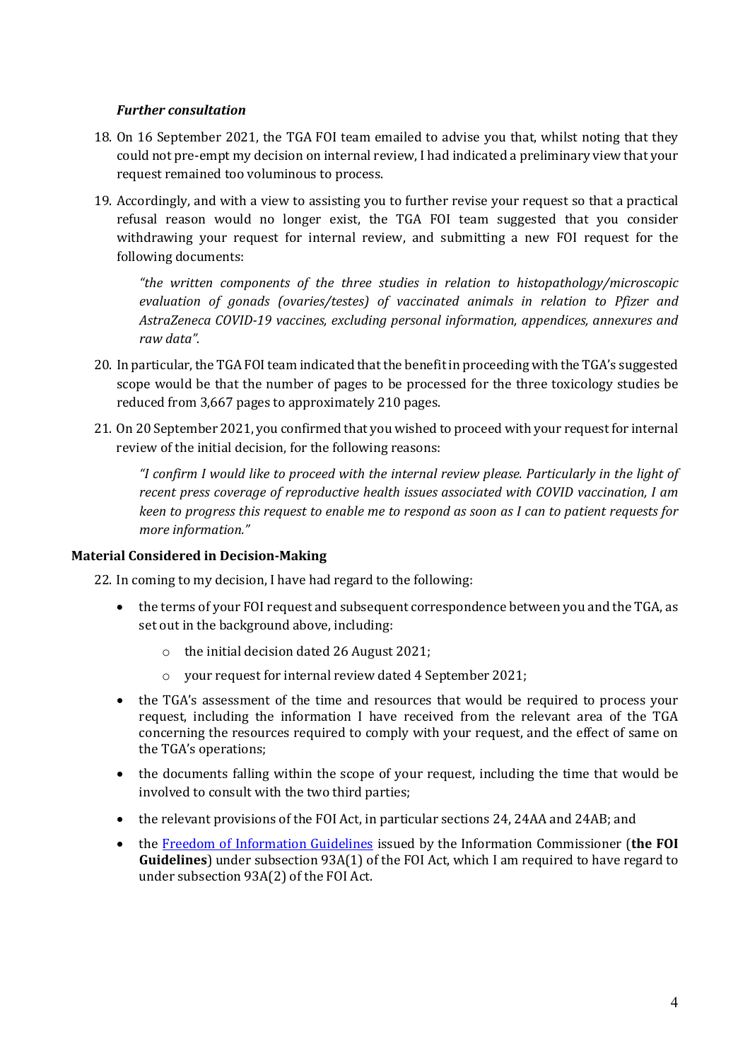### *Further consultation*

18. On 16 September 2021, the TGA FOI team emailed to advise you that, whilst noting that they could not pre-empt my decision on internal review, I had indicated a preliminary view that your request remained too voluminous to process.

19. Accordingly, and with a view to assisting you to further revise your request so that a practical refusal reason would no longer exist, the TGA FOI team suggested that you consider withdrawing your request for internal review, and submitting a new FOI request for the following documents:

    *"the written components of the three studies in relation to histopathology/microscopic evaluation of gonads (ovaries/testes) of vaccinated animals in relation to Pfizer and AstraZeneca COVID-19 vaccines, excluding personal information, appendices, annexures and raw data".*

20. In particular, the TGA FOI team indicated that the benefit in proceeding with the TGA's suggested scope would be that the number of pages to be processed for the three toxicology studies be reduced from 3,667 pages to approximately 210 pages.

21. On 20 September 2021, you confirmed that you wished to proceed with your request for internal review of the initial decision, for the following reasons:

    *"I confirm I would like to proceed with the internal review please. Particularly in the light of recent press coverage of reproductive health issues associated with COVID vaccination, I am keen to progress this request to enable me to respond as soon as I can to patient requests for more information."*

## Material Considered in Decision-Making

22. In coming to my decision, I have had regard to the following:

    - the terms of your FOI request and subsequent correspondence between you and the TGA, as set out in the background above, including:
        - the initial decision dated 26 August 2021;
        - your request for internal review dated 4 September 2021;
    - the TGA's assessment of the time and resources that would be required to process your request, including the information I have received from the relevant area of the TGA concerning the resources required to comply with your request, and the effect of same on the TGA's operations;
    - the documents falling within the scope of your request, including the time that would be involved to consult with the two third parties;
    - the relevant provisions of the FOI Act, in particular sections 24, 24AA and 24AB; and
    - the [Freedom of Information Guidelines] issued by the Information Commissioner (**the FOI Guidelines**) under subsection 93A(1) of the FOI Act, which I am required to have regard to under subsection 93A(2) of the FOI Act.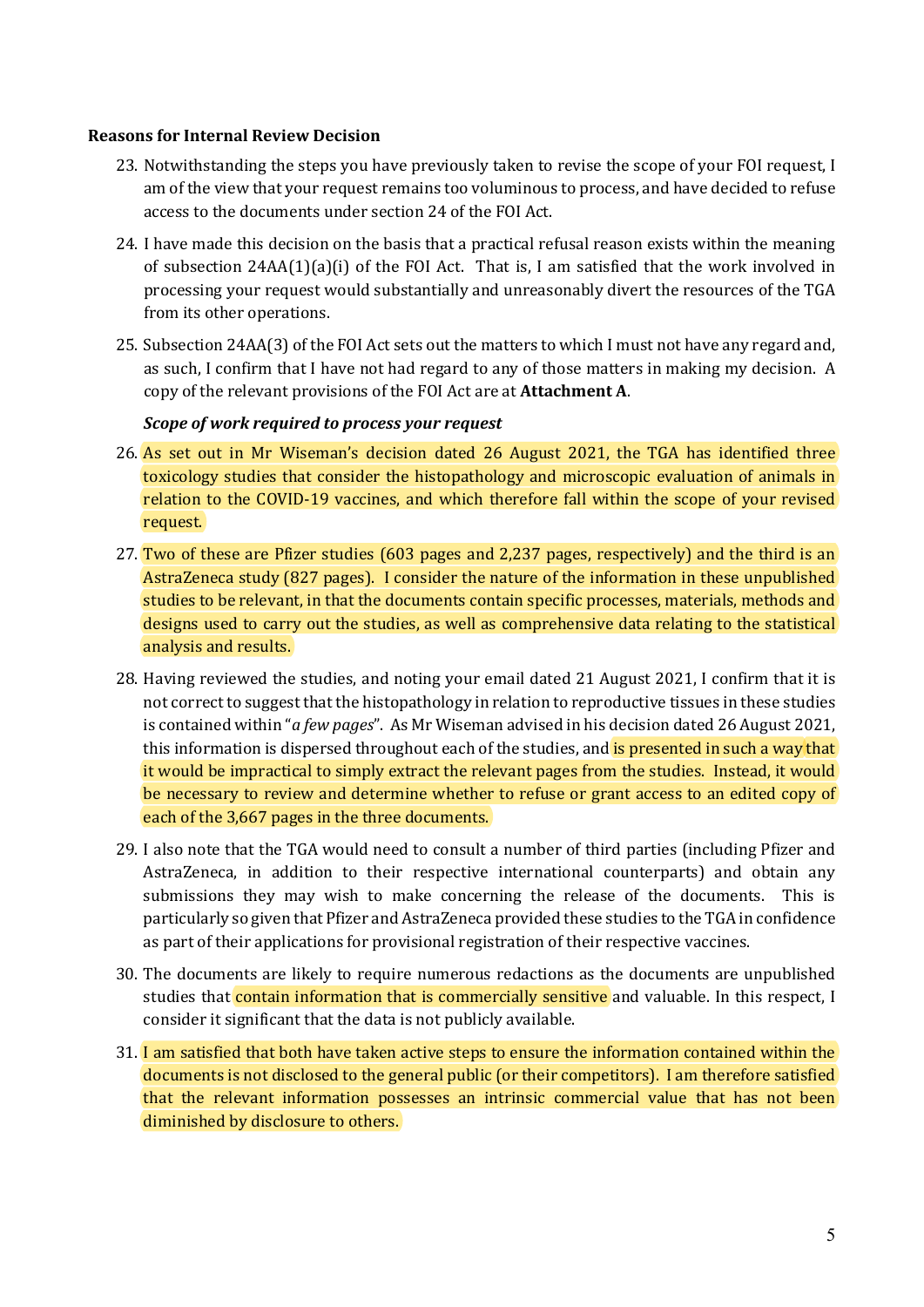**Reasons for Internal Review Decision**

23. Notwithstanding the steps you have previously taken to revise the scope of your FOI request, I am of the view that your request remains too voluminous to process, and have decided to refuse access to the documents under section 24 of the FOI Act.

24. I have made this decision on the basis that a practical refusal reason exists within the meaning of subsection 24AA(1)(a)(i) of the FOI Act. That is, I am satisfied that the work involved in processing your request would substantially and unreasonably divert the resources of the TGA from its other operations.

25. Subsection 24AA(3) of the FOI Act sets out the matters to which I must not have any regard and, as such, I confirm that I have not had regard to any of those matters in making my decision. A copy of the relevant provisions of the FOI Act are at **Attachment A**.

***Scope of work required to process your request***

26. As set out in Mr Wiseman's decision dated 26 August 2021, the TGA has identified three toxicology studies that consider the histopathology and microscopic evaluation of animals in relation to the COVID-19 vaccines, and which therefore fall within the scope of your revised request.

27. Two of these are Pfizer studies (603 pages and 2,237 pages, respectively) and the third is an AstraZeneca study (827 pages). I consider the nature of the information in these unpublished studies to be relevant, in that the documents contain specific processes, materials, methods and designs used to carry out the studies, as well as comprehensive data relating to the statistical analysis and results.

28. Having reviewed the studies, and noting your email dated 21 August 2021, I confirm that it is not correct to suggest that the histopathology in relation to reproductive tissues in these studies is contained within "*a few pages*". As Mr Wiseman advised in his decision dated 26 August 2021, this information is dispersed throughout each of the studies, and is presented in such a way that it would be impractical to simply extract the relevant pages from the studies. Instead, it would be necessary to review and determine whether to refuse or grant access to an edited copy of each of the 3,667 pages in the three documents.

29. I also note that the TGA would need to consult a number of third parties (including Pfizer and AstraZeneca, in addition to their respective international counterparts) and obtain any submissions they may wish to make concerning the release of the documents. This is particularly so given that Pfizer and AstraZeneca provided these studies to the TGA in confidence as part of their applications for provisional registration of their respective vaccines.

30. The documents are likely to require numerous redactions as the documents are unpublished studies that contain information that is commercially sensitive and valuable. In this respect, I consider it significant that the data is not publicly available.

31. I am satisfied that both have taken active steps to ensure the information contained within the documents is not disclosed to the general public (or their competitors). I am therefore satisfied that the relevant information possesses an intrinsic commercial value that has not been diminished by disclosure to others.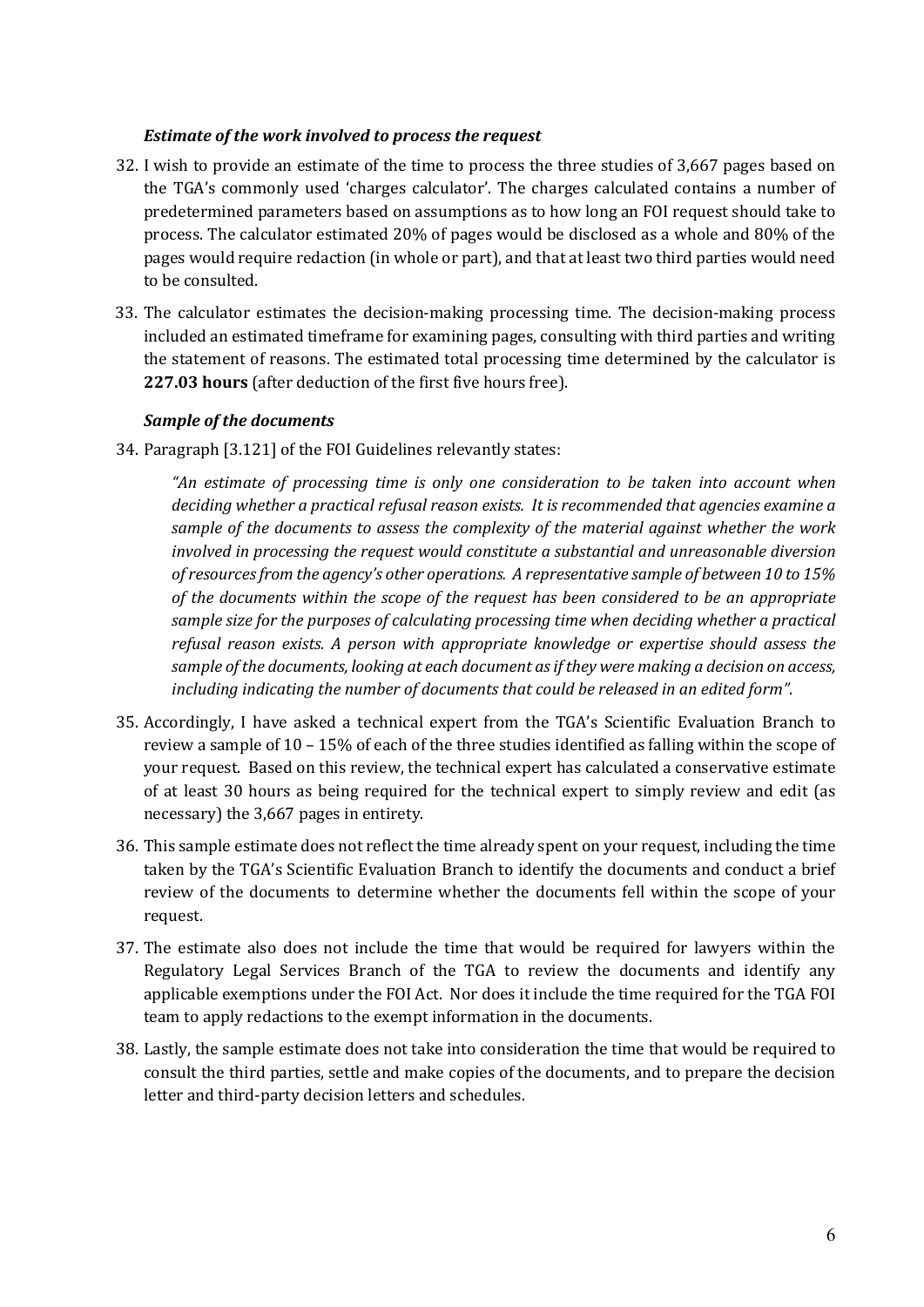### *Estimate of the work involved to process the request*

32. I wish to provide an estimate of the time to process the three studies of 3,667 pages based on the TGA's commonly used 'charges calculator'. The charges calculated contains a number of predetermined parameters based on assumptions as to how long an FOI request should take to process. The calculator estimated 20% of pages would be disclosed as a whole and 80% of the pages would require redaction (in whole or part), and that at least two third parties would need to be consulted.

33. The calculator estimates the decision-making processing time. The decision-making process included an estimated timeframe for examining pages, consulting with third parties and writing the statement of reasons. The estimated total processing time determined by the calculator is **227.03 hours** (after deduction of the first five hours free).

### *Sample of the documents*

34. Paragraph [3.121] of the FOI Guidelines relevantly states:

    *"An estimate of processing time is only one consideration to be taken into account when deciding whether a practical refusal reason exists. It is recommended that agencies examine a sample of the documents to assess the complexity of the material against whether the work involved in processing the request would constitute a substantial and unreasonable diversion of resources from the agency's other operations. A representative sample of between 10 to 15% of the documents within the scope of the request has been considered to be an appropriate sample size for the purposes of calculating processing time when deciding whether a practical refusal reason exists. A person with appropriate knowledge or expertise should assess the sample of the documents, looking at each document as if they were making a decision on access, including indicating the number of documents that could be released in an edited form".*

35. Accordingly, I have asked a technical expert from the TGA's Scientific Evaluation Branch to review a sample of 10 – 15% of each of the three studies identified as falling within the scope of your request. Based on this review, the technical expert has calculated a conservative estimate of at least 30 hours as being required for the technical expert to simply review and edit (as necessary) the 3,667 pages in entirety.

36. This sample estimate does not reflect the time already spent on your request, including the time taken by the TGA's Scientific Evaluation Branch to identify the documents and conduct a brief review of the documents to determine whether the documents fell within the scope of your request.

37. The estimate also does not include the time that would be required for lawyers within the Regulatory Legal Services Branch of the TGA to review the documents and identify any applicable exemptions under the FOI Act. Nor does it include the time required for the TGA FOI team to apply redactions to the exempt information in the documents.

38. Lastly, the sample estimate does not take into consideration the time that would be required to consult the third parties, settle and make copies of the documents, and to prepare the decision letter and third-party decision letters and schedules.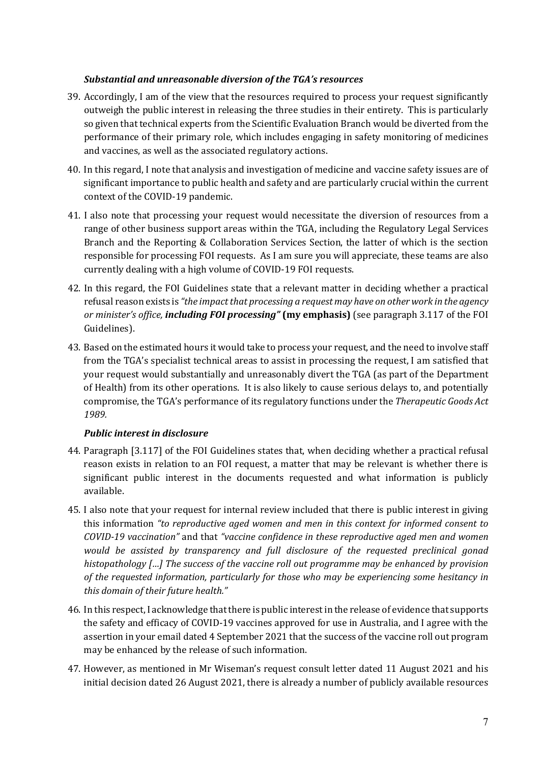### *Substantial and unreasonable diversion of the TGA's resources*

39. Accordingly, I am of the view that the resources required to process your request significantly outweigh the public interest in releasing the three studies in their entirety. This is particularly so given that technical experts from the Scientific Evaluation Branch would be diverted from the performance of their primary role, which includes engaging in safety monitoring of medicines and vaccines, as well as the associated regulatory actions.

40. In this regard, I note that analysis and investigation of medicine and vaccine safety issues are of significant importance to public health and safety and are particularly crucial within the current context of the COVID-19 pandemic.

41. I also note that processing your request would necessitate the diversion of resources from a range of other business support areas within the TGA, including the Regulatory Legal Services Branch and the Reporting & Collaboration Services Section, the latter of which is the section responsible for processing FOI requests. As I am sure you will appreciate, these teams are also currently dealing with a high volume of COVID-19 FOI requests.

42. In this regard, the FOI Guidelines state that a relevant matter in deciding whether a practical refusal reason exists is *"the impact that processing a request may have on other work in the agency or minister's office, **including FOI processing"*** **(my emphasis)** (see paragraph 3.117 of the FOI Guidelines).

43. Based on the estimated hours it would take to process your request, and the need to involve staff from the TGA's specialist technical areas to assist in processing the request, I am satisfied that your request would substantially and unreasonably divert the TGA (as part of the Department of Health) from its other operations. It is also likely to cause serious delays to, and potentially compromise, the TGA's performance of its regulatory functions under the *Therapeutic Goods Act 1989.*

### *Public interest in disclosure*

44. Paragraph [3.117] of the FOI Guidelines states that, when deciding whether a practical refusal reason exists in relation to an FOI request, a matter that may be relevant is whether there is significant public interest in the documents requested and what information is publicly available.

45. I also note that your request for internal review included that there is public interest in giving this information *"to reproductive aged women and men in this context for informed consent to COVID-19 vaccination"* and that *"vaccine confidence in these reproductive aged men and women would be assisted by transparency and full disclosure of the requested preclinical gonad histopathology […] The success of the vaccine roll out programme may be enhanced by provision of the requested information, particularly for those who may be experiencing some hesitancy in this domain of their future health."*

46. In this respect, I acknowledge that there is public interest in the release of evidence that supports the safety and efficacy of COVID-19 vaccines approved for use in Australia, and I agree with the assertion in your email dated 4 September 2021 that the success of the vaccine roll out program may be enhanced by the release of such information.

47. However, as mentioned in Mr Wiseman's request consult letter dated 11 August 2021 and his initial decision dated 26 August 2021, there is already a number of publicly available resources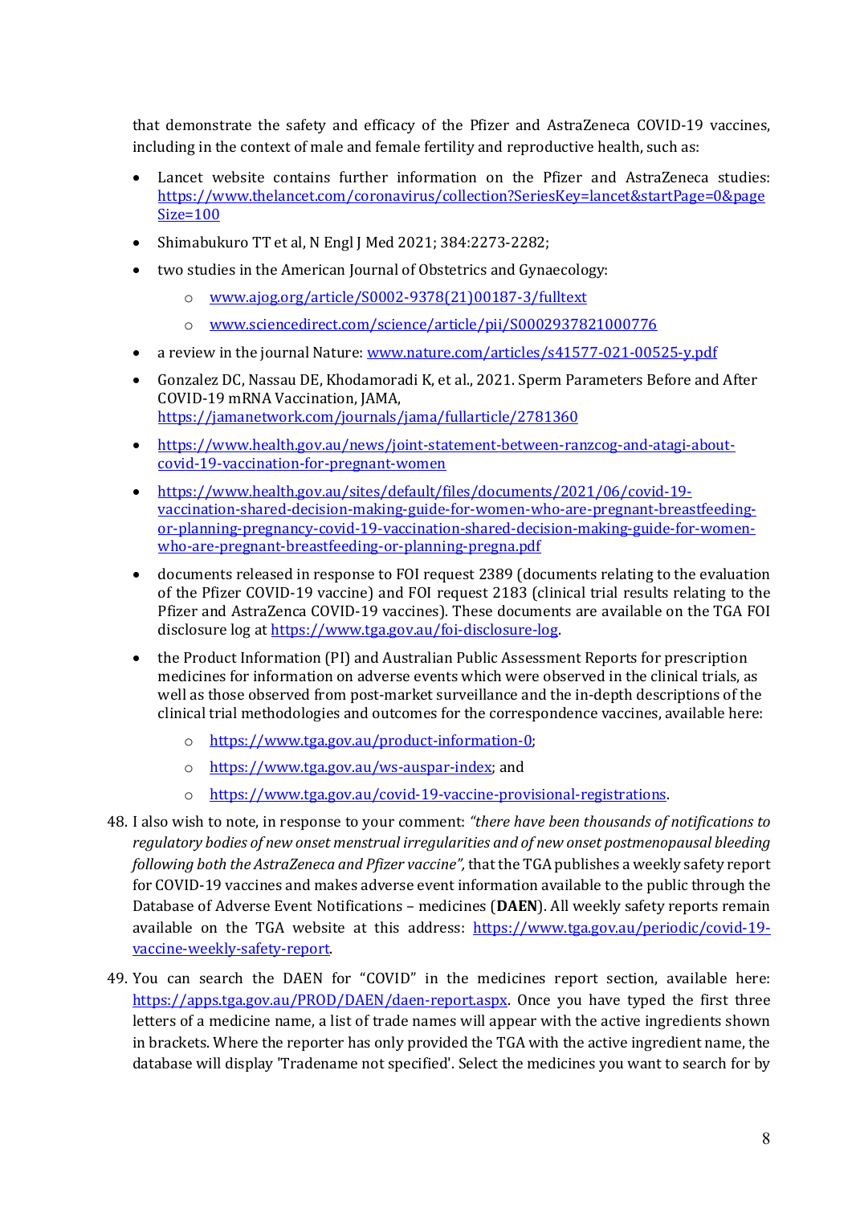that demonstrate the safety and efficacy of the Pfizer and AstraZeneca COVID-19 vaccines, including in the context of male and female fertility and reproductive health, such as:

- Lancet website contains further information on the Pfizer and AstraZeneca studies: https://www.thelancet.com/coronavirus/collection?SeriesKey=lancet&startPage=0&pageSize=100
- Shimabukuro TT et al, N Engl J Med 2021; 384:2273-2282;
- two studies in the American Journal of Obstetrics and Gynaecology:
  - www.ajog.org/article/S0002-9378(21)00187-3/fulltext
  - www.sciencedirect.com/science/article/pii/S0002937821000776
- a review in the journal Nature: www.nature.com/articles/s41577-021-00525-y.pdf
- Gonzalez DC, Nassau DE, Khodamoradi K, et al., 2021. Sperm Parameters Before and After COVID-19 mRNA Vaccination, JAMA, https://jamanetwork.com/journals/jama/fullarticle/2781360
- https://www.health.gov.au/news/joint-statement-between-ranzcog-and-atagi-about-covid-19-vaccination-for-pregnant-women
- https://www.health.gov.au/sites/default/files/documents/2021/06/covid-19-vaccination-shared-decision-making-guide-for-women-who-are-pregnant-breastfeeding-or-planning-pregnancy-covid-19-vaccination-shared-decision-making-guide-for-women-who-are-pregnant-breastfeeding-or-planning-pregna.pdf
- documents released in response to FOI request 2389 (documents relating to the evaluation of the Pfizer COVID-19 vaccine) and FOI request 2183 (clinical trial results relating to the Pfizer and AstraZenca COVID-19 vaccines). These documents are available on the TGA FOI disclosure log at https://www.tga.gov.au/foi-disclosure-log.
- the Product Information (PI) and Australian Public Assessment Reports for prescription medicines for information on adverse events which were observed in the clinical trials, as well as those observed from post-market surveillance and the in-depth descriptions of the clinical trial methodologies and outcomes for the correspondence vaccines, available here:
  - https://www.tga.gov.au/product-information-0;
  - https://www.tga.gov.au/ws-auspar-index; and
  - https://www.tga.gov.au/covid-19-vaccine-provisional-registrations.

48. I also wish to note, in response to your comment: *"there have been thousands of notifications to regulatory bodies of new onset menstrual irregularities and of new onset postmenopausal bleeding following both the AstraZeneca and Pfizer vaccine"*, that the TGA publishes a weekly safety report for COVID-19 vaccines and makes adverse event information available to the public through the Database of Adverse Event Notifications – medicines (**DAEN**). All weekly safety reports remain available on the TGA website at this address: https://www.tga.gov.au/periodic/covid-19-vaccine-weekly-safety-report.

49. You can search the DAEN for "COVID" in the medicines report section, available here: https://apps.tga.gov.au/PROD/DAEN/daen-report.aspx. Once you have typed the first three letters of a medicine name, a list of trade names will appear with the active ingredients shown in brackets. Where the reporter has only provided the TGA with the active ingredient name, the database will display 'Tradename not specified'. Select the medicines you want to search for by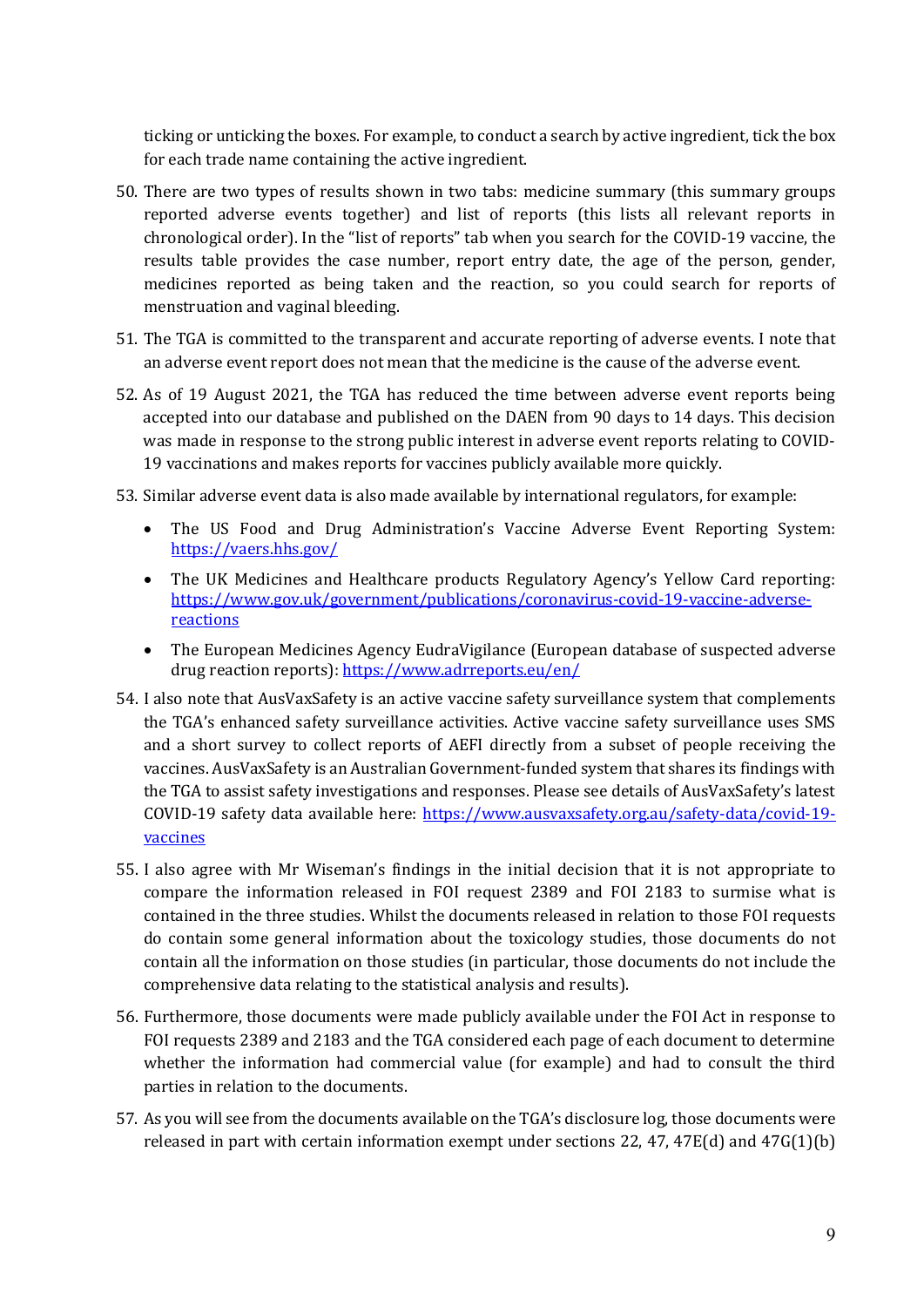ticking or unticking the boxes. For example, to conduct a search by active ingredient, tick the box for each trade name containing the active ingredient.

50. There are two types of results shown in two tabs: medicine summary (this summary groups reported adverse events together) and list of reports (this lists all relevant reports in chronological order). In the "list of reports" tab when you search for the COVID-19 vaccine, the results table provides the case number, report entry date, the age of the person, gender, medicines reported as being taken and the reaction, so you could search for reports of menstruation and vaginal bleeding.

51. The TGA is committed to the transparent and accurate reporting of adverse events. I note that an adverse event report does not mean that the medicine is the cause of the adverse event.

52. As of 19 August 2021, the TGA has reduced the time between adverse event reports being accepted into our database and published on the DAEN from 90 days to 14 days. This decision was made in response to the strong public interest in adverse event reports relating to COVID-19 vaccinations and makes reports for vaccines publicly available more quickly.

53. Similar adverse event data is also made available by international regulators, for example:

    - The US Food and Drug Administration's Vaccine Adverse Event Reporting System: https://vaers.hhs.gov/
    - The UK Medicines and Healthcare products Regulatory Agency's Yellow Card reporting: https://www.gov.uk/government/publications/coronavirus-covid-19-vaccine-adverse-reactions
    - The European Medicines Agency EudraVigilance (European database of suspected adverse drug reaction reports): https://www.adrreports.eu/en/

54. I also note that AusVaxSafety is an active vaccine safety surveillance system that complements the TGA's enhanced safety surveillance activities. Active vaccine safety surveillance uses SMS and a short survey to collect reports of AEFI directly from a subset of people receiving the vaccines. AusVaxSafety is an Australian Government-funded system that shares its findings with the TGA to assist safety investigations and responses. Please see details of AusVaxSafety's latest COVID-19 safety data available here: https://www.ausvaxsafety.org.au/safety-data/covid-19-vaccines

55. I also agree with Mr Wiseman's findings in the initial decision that it is not appropriate to compare the information released in FOI request 2389 and FOI 2183 to surmise what is contained in the three studies. Whilst the documents released in relation to those FOI requests do contain some general information about the toxicology studies, those documents do not contain all the information on those studies (in particular, those documents do not include the comprehensive data relating to the statistical analysis and results).

56. Furthermore, those documents were made publicly available under the FOI Act in response to FOI requests 2389 and 2183 and the TGA considered each page of each document to determine whether the information had commercial value (for example) and had to consult the third parties in relation to the documents.

57. As you will see from the documents available on the TGA's disclosure log, those documents were released in part with certain information exempt under sections 22, 47, 47E(d) and 47G(1)(b)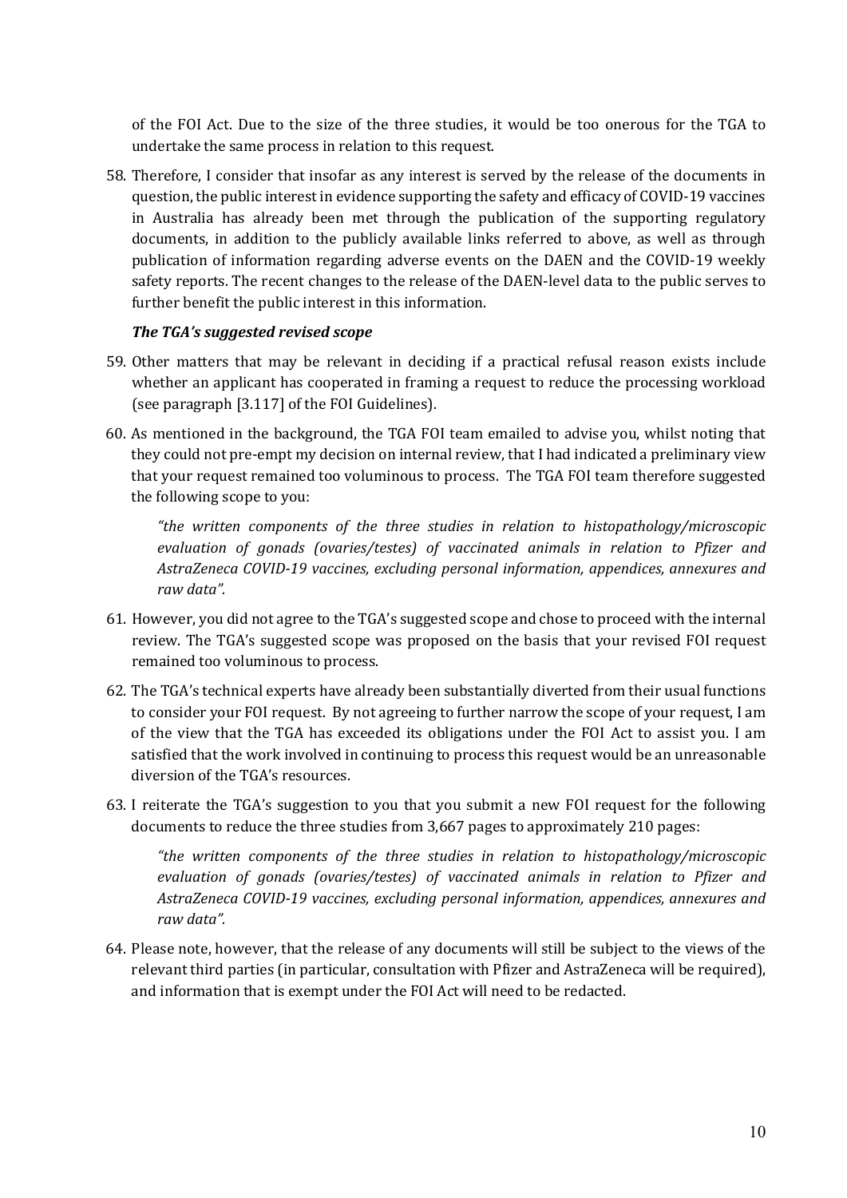of the FOI Act. Due to the size of the three studies, it would be too onerous for the TGA to undertake the same process in relation to this request.

58. Therefore, I consider that insofar as any interest is served by the release of the documents in question, the public interest in evidence supporting the safety and efficacy of COVID-19 vaccines in Australia has already been met through the publication of the supporting regulatory documents, in addition to the publicly available links referred to above, as well as through publication of information regarding adverse events on the DAEN and the COVID-19 weekly safety reports. The recent changes to the release of the DAEN-level data to the public serves to further benefit the public interest in this information.

***The TGA's suggested revised scope***

59. Other matters that may be relevant in deciding if a practical refusal reason exists include whether an applicant has cooperated in framing a request to reduce the processing workload (see paragraph [3.117] of the FOI Guidelines).

60. As mentioned in the background, the TGA FOI team emailed to advise you, whilst noting that they could not pre-empt my decision on internal review, that I had indicated a preliminary view that your request remained too voluminous to process. The TGA FOI team therefore suggested the following scope to you:

    *"the written components of the three studies in relation to histopathology/microscopic evaluation of gonads (ovaries/testes) of vaccinated animals in relation to Pfizer and AstraZeneca COVID-19 vaccines, excluding personal information, appendices, annexures and raw data".*

61. However, you did not agree to the TGA's suggested scope and chose to proceed with the internal review. The TGA's suggested scope was proposed on the basis that your revised FOI request remained too voluminous to process.

62. The TGA's technical experts have already been substantially diverted from their usual functions to consider your FOI request. By not agreeing to further narrow the scope of your request, I am of the view that the TGA has exceeded its obligations under the FOI Act to assist you. I am satisfied that the work involved in continuing to process this request would be an unreasonable diversion of the TGA's resources.

63. I reiterate the TGA's suggestion to you that you submit a new FOI request for the following documents to reduce the three studies from 3,667 pages to approximately 210 pages:

    *"the written components of the three studies in relation to histopathology/microscopic evaluation of gonads (ovaries/testes) of vaccinated animals in relation to Pfizer and AstraZeneca COVID-19 vaccines, excluding personal information, appendices, annexures and raw data".*

64. Please note, however, that the release of any documents will still be subject to the views of the relevant third parties (in particular, consultation with Pfizer and AstraZeneca will be required), and information that is exempt under the FOI Act will need to be redacted.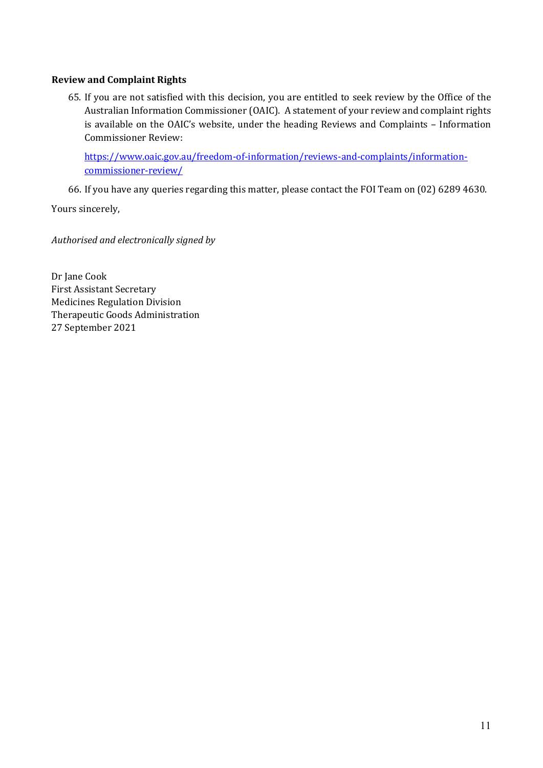**Review and Complaint Rights**

65. If you are not satisfied with this decision, you are entitled to seek review by the Office of the Australian Information Commissioner (OAIC). A statement of your review and complaint rights is available on the OAIC's website, under the heading Reviews and Complaints – Information Commissioner Review:

    [https://www.oaic.gov.au/freedom-of-information/reviews-and-complaints/information-commissioner-review/](https://www.oaic.gov.au/freedom-of-information/reviews-and-complaints/information-commissioner-review/)

66. If you have any queries regarding this matter, please contact the FOI Team on (02) 6289 4630.

Yours sincerely,

*Authorised and electronically signed by*

Dr Jane Cook
First Assistant Secretary
Medicines Regulation Division
Therapeutic Goods Administration
27 September 2021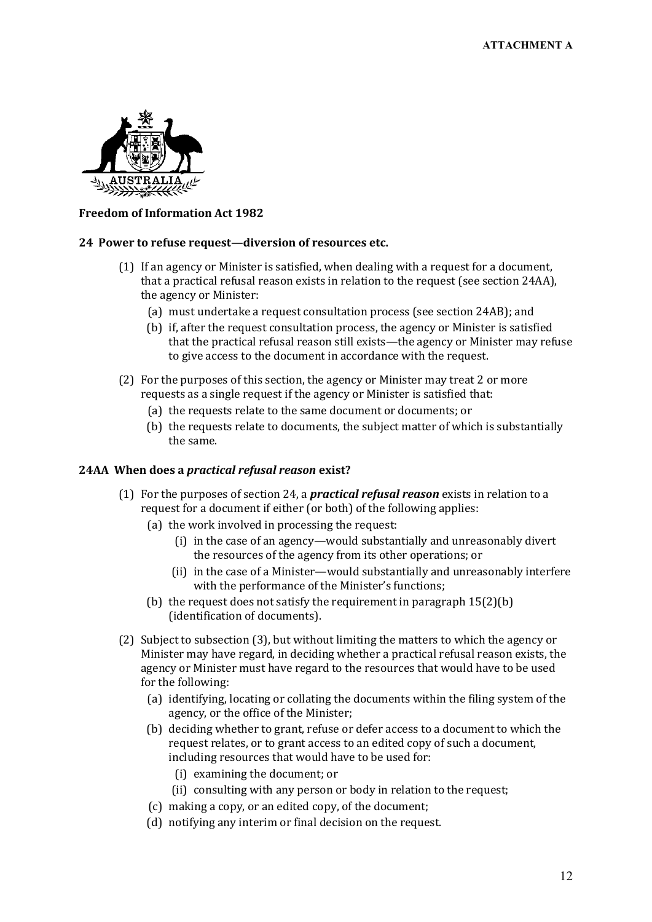ATTACHMENT A

**Freedom of Information Act 1982**

**24 Power to refuse request—diversion of resources etc.**

(1) If an agency or Minister is satisfied, when dealing with a request for a document, that a practical refusal reason exists in relation to the request (see section 24AA), the agency or Minister:

  (a) must undertake a request consultation process (see section 24AB); and

  (b) if, after the request consultation process, the agency or Minister is satisfied that the practical refusal reason still exists—the agency or Minister may refuse to give access to the document in accordance with the request.

(2) For the purposes of this section, the agency or Minister may treat 2 or more requests as a single request if the agency or Minister is satisfied that:

  (a) the requests relate to the same document or documents; or

  (b) the requests relate to documents, the subject matter of which is substantially the same.

**24AA When does a *practical refusal reason* exist?**

(1) For the purposes of section 24, a ***practical refusal reason*** exists in relation to a request for a document if either (or both) of the following applies:

  (a) the work involved in processing the request:

    (i) in the case of an agency—would substantially and unreasonably divert the resources of the agency from its other operations; or

    (ii) in the case of a Minister—would substantially and unreasonably interfere with the performance of the Minister's functions;

  (b) the request does not satisfy the requirement in paragraph 15(2)(b) (identification of documents).

(2) Subject to subsection (3), but without limiting the matters to which the agency or Minister may have regard, in deciding whether a practical refusal reason exists, the agency or Minister must have regard to the resources that would have to be used for the following:

  (a) identifying, locating or collating the documents within the filing system of the agency, or the office of the Minister;

  (b) deciding whether to grant, refuse or defer access to a document to which the request relates, or to grant access to an edited copy of such a document, including resources that would have to be used for:

    (i) examining the document; or

    (ii) consulting with any person or body in relation to the request;

  (c) making a copy, or an edited copy, of the document;

  (d) notifying any interim or final decision on the request.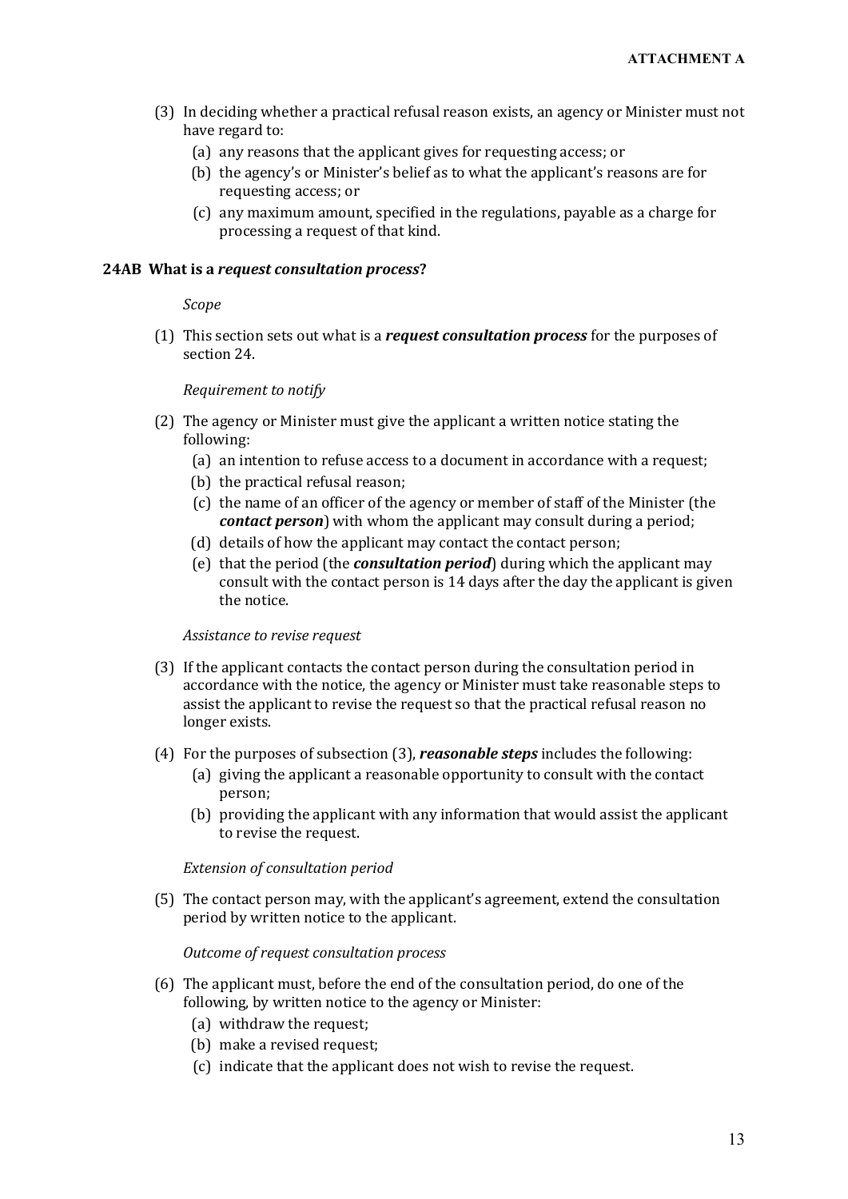(3) In deciding whether a practical refusal reason exists, an agency or Minister must not have regard to:

(a) any reasons that the applicant gives for requesting access; or

(b) the agency's or Minister's belief as to what the applicant's reasons are for requesting access; or

(c) any maximum amount, specified in the regulations, payable as a charge for processing a request of that kind.

**24AB What is a *request consultation process*?**

*Scope*

(1) This section sets out what is a ***request consultation process*** for the purposes of section 24.

*Requirement to notify*

(2) The agency or Minister must give the applicant a written notice stating the following:

(a) an intention to refuse access to a document in accordance with a request;

(b) the practical refusal reason;

(c) the name of an officer of the agency or member of staff of the Minister (the ***contact person***) with whom the applicant may consult during a period;

(d) details of how the applicant may contact the contact person;

(e) that the period (the ***consultation period***) during which the applicant may consult with the contact person is 14 days after the day the applicant is given the notice.

*Assistance to revise request*

(3) If the applicant contacts the contact person during the consultation period in accordance with the notice, the agency or Minister must take reasonable steps to assist the applicant to revise the request so that the practical refusal reason no longer exists.

(4) For the purposes of subsection (3), ***reasonable steps*** includes the following:

(a) giving the applicant a reasonable opportunity to consult with the contact person;

(b) providing the applicant with any information that would assist the applicant to revise the request.

*Extension of consultation period*

(5) The contact person may, with the applicant's agreement, extend the consultation period by written notice to the applicant.

*Outcome of request consultation process*

(6) The applicant must, before the end of the consultation period, do one of the following, by written notice to the agency or Minister:

(a) withdraw the request;

(b) make a revised request;

(c) indicate that the applicant does not wish to revise the request.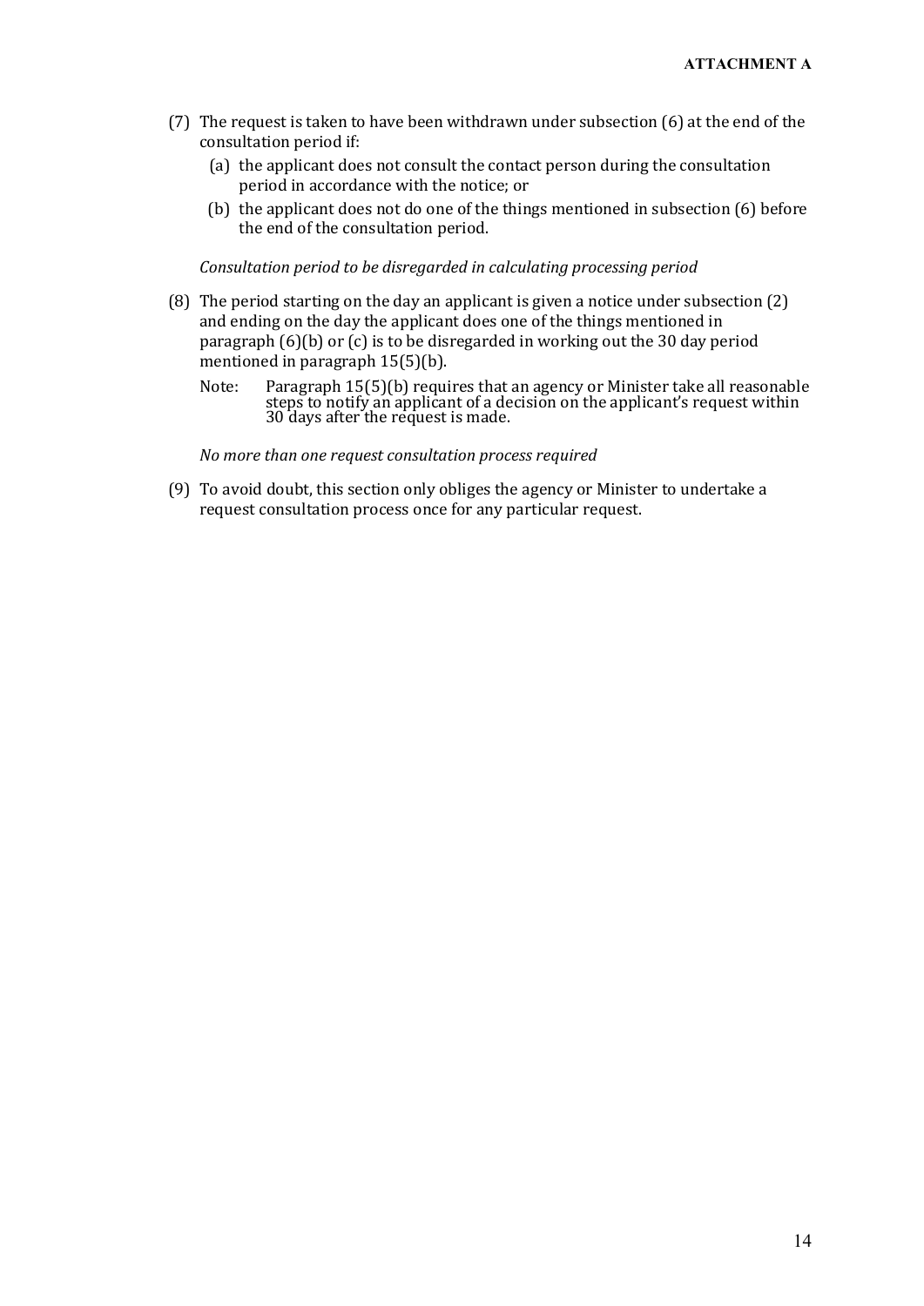(7) The request is taken to have been withdrawn under subsection (6) at the end of the consultation period if:

   (a) the applicant does not consult the contact person during the consultation period in accordance with the notice; or

   (b) the applicant does not do one of the things mentioned in subsection (6) before the end of the consultation period.

*Consultation period to be disregarded in calculating processing period*

(8) The period starting on the day an applicant is given a notice under subsection (2) and ending on the day the applicant does one of the things mentioned in paragraph (6)(b) or (c) is to be disregarded in working out the 30 day period mentioned in paragraph 15(5)(b).

   Note: Paragraph 15(5)(b) requires that an agency or Minister take all reasonable steps to notify an applicant of a decision on the applicant's request within 30 days after the request is made.

*No more than one request consultation process required*

(9) To avoid doubt, this section only obliges the agency or Minister to undertake a request consultation process once for any particular request.